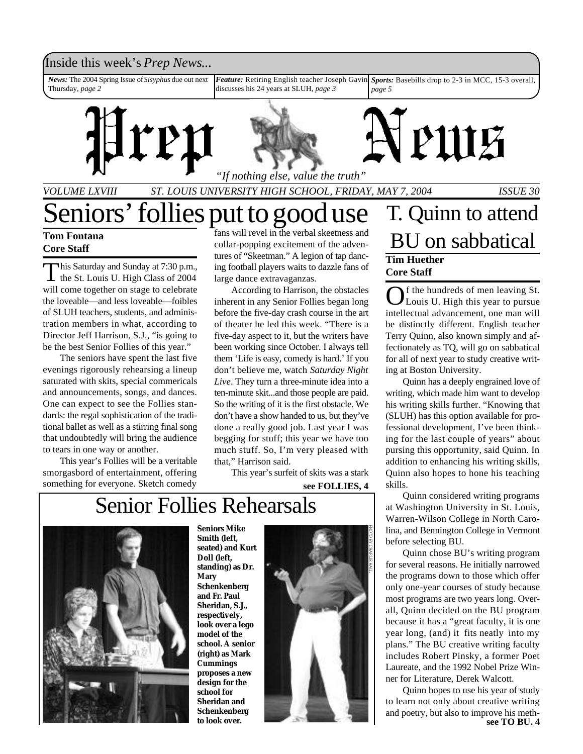Inside this week's *Prep News...*

***News:*** The 2004 Spring Issue of *Sisyphus* due out next Thursday, *page 2*

***Feature:*** Retiring English teacher Joseph Gavin discusses his 24 years at SLUH, *page 3*

***Sports:*** Basebills drop to 2-3 in MCC, 15-3 overall, *page 5*

# Prep News

*"If nothing else, value the truth"*

*VOLUME LXVIII ST. LOUIS UNIVERSITY HIGH SCHOOL, FRIDAY, MAY 7, 2004 ISSUE 30*

# Seniors' follies put to good use

**Tom Fontana**
**Core Staff**

This Saturday and Sunday at 7:30 p.m., the St. Louis U. High Class of 2004 will come together on stage to celebrate the loveable—and less loveable—foibles of SLUH teachers, students, and administration members in what, according to Director Jeff Harrison, S.J., "is going to be the best Senior Follies of this year."

The seniors have spent the last five evenings rigorously rehearsing a lineup saturated with skits, special commericals and announcements, songs, and dances. One can expect to see the Follies standards: the regal sophistication of the traditional ballet as well as a stirring final song that undoubtedly will bring the audience to tears in one way or another.

This year's Follies will be a veritable smorgasbord of entertainment, offering something for everyone. Sketch comedy fans will revel in the verbal skeetness and collar-popping excitement of the adventures of "Skeetman." A legion of tap dancing football players waits to dazzle fans of large dance extravaganzas.

According to Harrison, the obstacles inherent in any Senior Follies began long before the five-day crash course in the art of theater he led this week. "There is a five-day aspect to it, but the writers have been working since October. I always tell them 'Life is easy, comedy is hard.' If you don't believe me, watch *Saturday Night Live*. They turn a three-minute idea into a ten-minute skit...and those people are paid. So the writing of it is the first obstacle. We don't have a show handed to us, but they've done a really good job. Last year I was begging for stuff; this year we have too much stuff. So, I'm very pleased with that," Harrison said.

This year's surfeit of skits was a stark

**see FOLLIES, 4**

## Senior Follies Rehearsals

**Seniors Mike Smith (left, seated) and Kurt Doll (left, standing) as Dr. Mary Schenkenberg and Fr. Paul Sheridan, S.J., respectively, look over a lego model of the school. A senior (right) as Mark Cummings proposes a new design for the school for Sheridan and Schenkenberg to look over.**

PHOTO BY CHARLIE HALL

# T. Quinn to attend BU on sabbatical

**Tim Huether**
**Core Staff**

Of the hundreds of men leaving St. Louis U. High this year to pursue intellectual advancement, one man will be distinctly different. English teacher Terry Quinn, also known simply and affectionately as TQ, will go on sabbatical for all of next year to study creative writing at Boston University.

Quinn has a deeply engrained love of writing, which made him want to develop his writing skills further. "Knowing that (SLUH) has this option available for professional development, I've been thinking for the last couple of years" about pursing this opportunity, said Quinn. In addition to enhancing his writing skills, Quinn also hopes to hone his teaching skills.

Quinn considered writing programs at Washington University in St. Louis, Warren-Wilson College in North Carolina, and Bennington College in Vermont before selecting BU.

Quinn chose BU's writing program for several reasons. He initially narrowed the programs down to those which offer only one-year courses of study because most programs are two years long. Overall, Quinn decided on the BU program because it has a "great faculty, it is one year long, (and) it fits neatly into my plans." The BU creative writing faculty includes Robert Pinsky, a former Poet Laureate, and the 1992 Nobel Prize Winner for Literature, Derek Walcott.

Quinn hopes to use his year of study to learn not only about creative writing and poetry, but also to improve his meth-

**see TO BU, 4**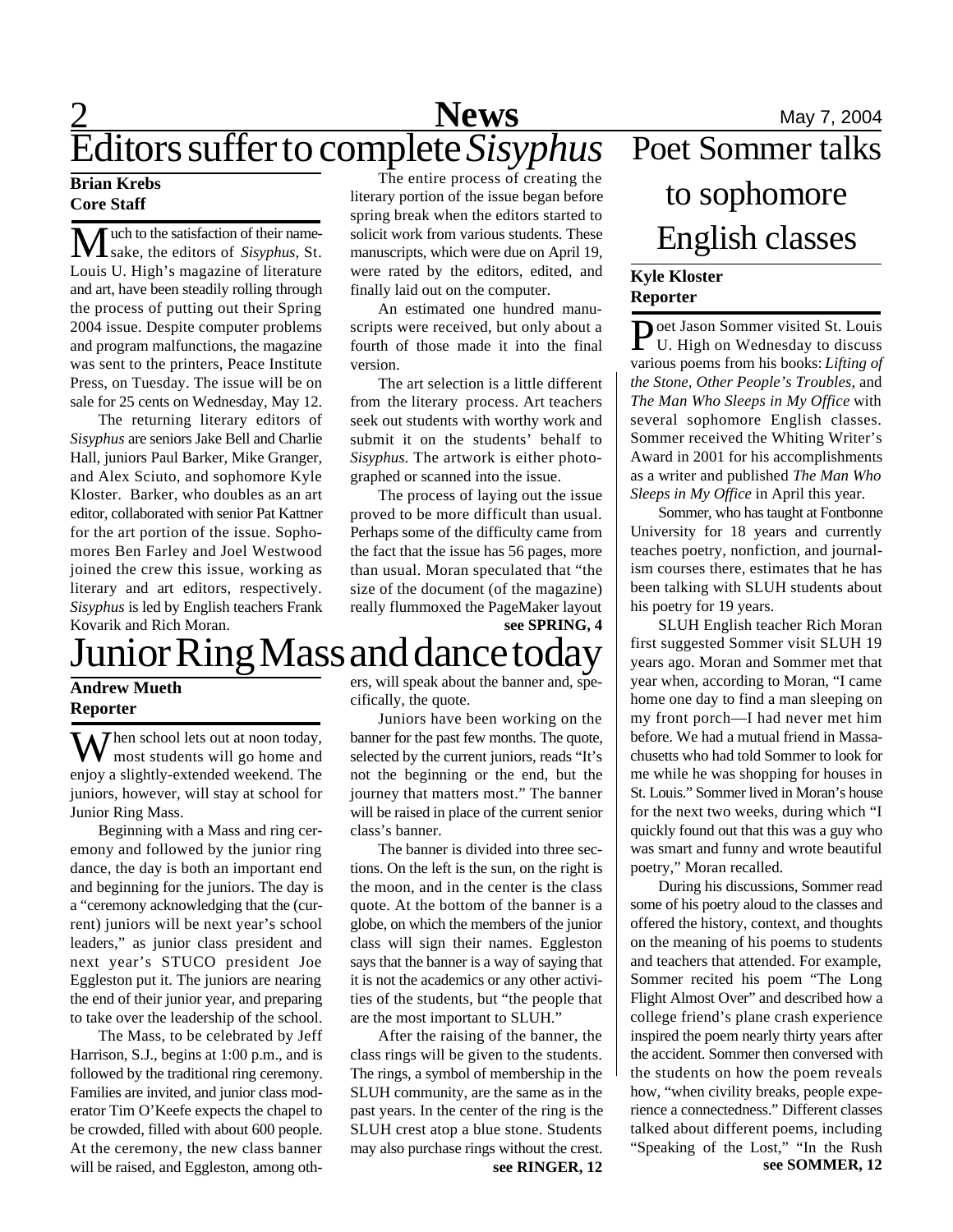# Editors suffer to complete *Sisyphus*

**Brian Krebs**
**Core Staff**

Much to the satisfaction of their namesake, the editors of *Sisyphus*, St. Louis U. High's magazine of literature and art, have been steadily rolling through the process of putting out their Spring 2004 issue. Despite computer problems and program malfunctions, the magazine was sent to the printers, Peace Institute Press, on Tuesday. The issue will be on sale for 25 cents on Wednesday, May 12.

The returning literary editors of *Sisyphus* are seniors Jake Bell and Charlie Hall, juniors Paul Barker, Mike Granger, and Alex Sciuto, and sophomore Kyle Kloster. Barker, who doubles as an art editor, collaborated with senior Pat Kattner for the art portion of the issue. Sophomores Ben Farley and Joel Westwood joined the crew this issue, working as literary and art editors, respectively. *Sisyphus* is led by English teachers Frank Kovarik and Rich Moran.

The entire process of creating the literary portion of the issue began before spring break when the editors started to solicit work from various students. These manuscripts, which were due on April 19, were rated by the editors, edited, and finally laid out on the computer.

An estimated one hundred manuscripts were received, but only about a fourth of those made it into the final version.

The art selection is a little different from the literary process. Art teachers seek out students with worthy work and submit it on the students' behalf to *Sisyphus*. The artwork is either photographed or scanned into the issue.

The process of laying out the issue proved to be more difficult than usual. Perhaps some of the difficulty came from the fact that the issue has 56 pages, more than usual. Moran speculated that "the size of the document (of the magazine) really flummoxed the PageMaker layout

**see SPRING, 4**

# Junior Ring Mass and dance today

**Andrew Mueth**
**Reporter**

When school lets out at noon today, most students will go home and enjoy a slightly-extended weekend. The juniors, however, will stay at school for Junior Ring Mass.

Beginning with a Mass and ring ceremony and followed by the junior ring dance, the day is both an important end and beginning for the juniors. The day is a "ceremony acknowledging that the (current) juniors will be next year's school leaders," as junior class president and next year's STUCO president Joe Eggleston put it. The juniors are nearing the end of their junior year, and preparing to take over the leadership of the school.

The Mass, to be celebrated by Jeff Harrison, S.J., begins at 1:00 p.m., and is followed by the traditional ring ceremony. Families are invited, and junior class moderator Tim O'Keefe expects the chapel to be crowded, filled with about 600 people. At the ceremony, the new class banner will be raised, and Eggleston, among others, will speak about the banner and, specifically, the quote.

Juniors have been working on the banner for the past few months. The quote, selected by the current juniors, reads "It's not the beginning or the end, but the journey that matters most." The banner will be raised in place of the current senior class's banner.

The banner is divided into three sections. On the left is the sun, on the right is the moon, and in the center is the class quote. At the bottom of the banner is a globe, on which the members of the junior class will sign their names. Eggleston says that the banner is a way of saying that it is not the academics or any other activities of the students, but "the people that are the most important to SLUH."

After the raising of the banner, the class rings will be given to the students. The rings, a symbol of membership in the SLUH community, are the same as in the past years. In the center of the ring is the SLUH crest atop a blue stone. Students may also purchase rings without the crest.

**see RINGER, 12**

# Poet Sommer talks to sophomore English classes

**Kyle Kloster**
**Reporter**

Poet Jason Sommer visited St. Louis U. High on Wednesday to discuss various poems from his books: *Lifting of the Stone*, *Other People's Troubles*, and *The Man Who Sleeps in My Office* with several sophomore English classes. Sommer received the Whiting Writer's Award in 2001 for his accomplishments as a writer and published *The Man Who Sleeps in My Office* in April this year.

Sommer, who has taught at Fontbonne University for 18 years and currently teaches poetry, nonfiction, and journalism courses there, estimates that he has been talking with SLUH students about his poetry for 19 years.

SLUH English teacher Rich Moran first suggested Sommer visit SLUH 19 years ago. Moran and Sommer met that year when, according to Moran, "I came home one day to find a man sleeping on my front porch—I had never met him before. We had a mutual friend in Massachusetts who had told Sommer to look for me while he was shopping for houses in St. Louis." Sommer lived in Moran's house for the next two weeks, during which "I quickly found out that this was a guy who was smart and funny and wrote beautiful poetry," Moran recalled.

During his discussions, Sommer read some of his poetry aloud to the classes and offered the history, context, and thoughts on the meaning of his poems to students and teachers that attended. For example, Sommer recited his poem "The Long Flight Almost Over" and described how a college friend's plane crash experience inspired the poem nearly thirty years after the accident. Sommer then conversed with the students on how the poem reveals how, "when civility breaks, people experience a connectedness." Different classes talked about different poems, including "Speaking of the Lost," "In the Rush

**see SOMMER, 12**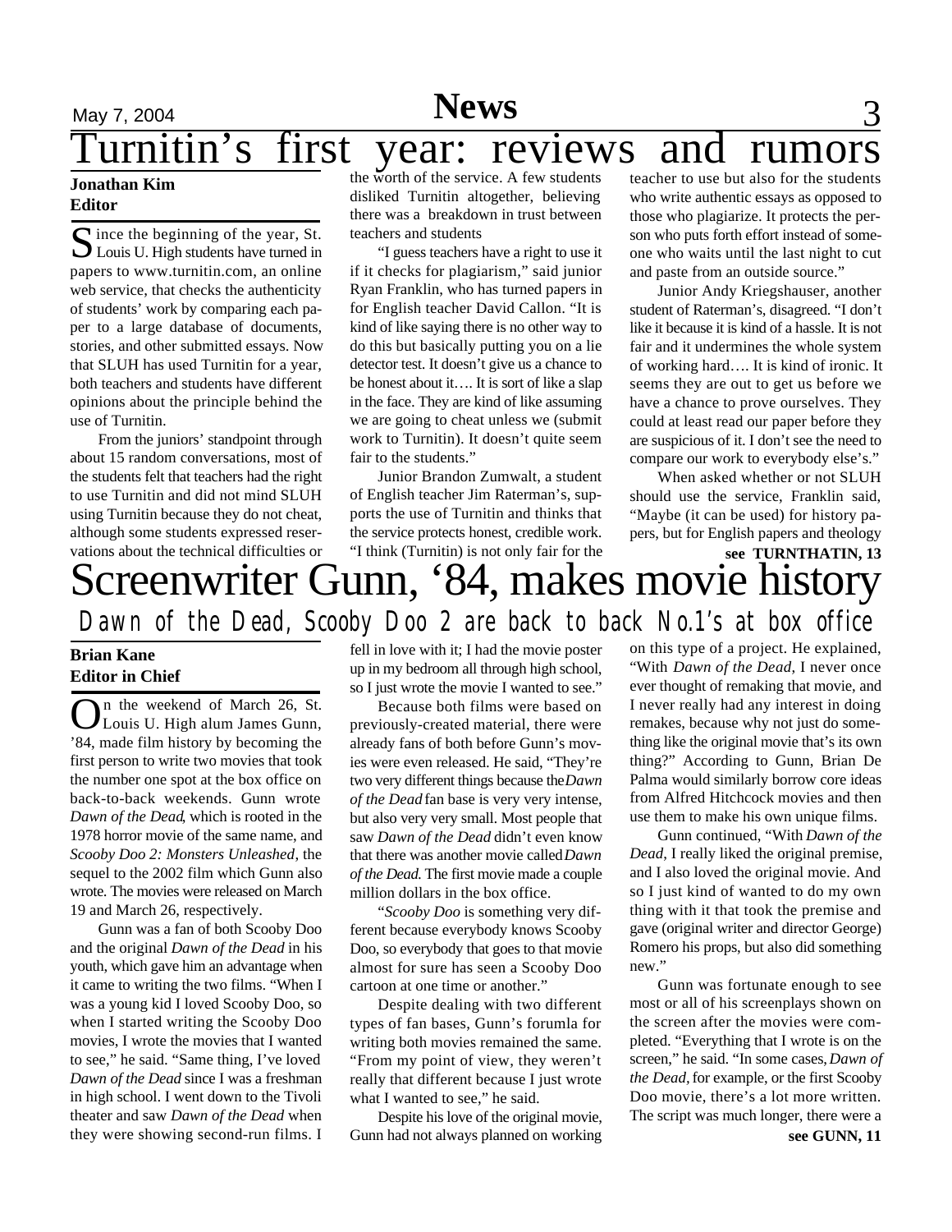# Turnitin's first year: reviews and rumors

**Jonathan Kim**
**Editor**

Since the beginning of the year, St. Louis U. High students have turned in papers to www.turnitin.com, an online web service, that checks the authenticity of students' work by comparing each paper to a large database of documents, stories, and other submitted essays. Now that SLUH has used Turnitin for a year, both teachers and students have different opinions about the principle behind the use of Turnitin.

From the juniors' standpoint through about 15 random conversations, most of the students felt that teachers had the right to use Turnitin and did not mind SLUH using Turnitin because they do not cheat, although some students expressed reservations about the technical difficulties or the worth of the service. A few students disliked Turnitin altogether, believing there was a breakdown in trust between teachers and students

"I guess teachers have a right to use it if it checks for plagiarism," said junior Ryan Franklin, who has turned papers in for English teacher David Callon. "It is kind of like saying there is no other way to do this but basically putting you on a lie detector test. It doesn't give us a chance to be honest about it…. It is sort of like a slap in the face. They are kind of like assuming we are going to cheat unless we (submit work to Turnitin). It doesn't quite seem fair to the students."

Junior Brandon Zumwalt, a student of English teacher Jim Raterman's, supports the use of Turnitin and thinks that the service protects honest, credible work. "I think (Turnitin) is not only fair for the teacher to use but also for the students who write authentic essays as opposed to those who plagiarize. It protects the person who puts forth effort instead of someone who waits until the last night to cut and paste from an outside source."

Junior Andy Kriegshauser, another student of Raterman's, disagreed. "I don't like it because it is kind of a hassle. It is not fair and it undermines the whole system of working hard…. It is kind of ironic. It seems they are out to get us before we have a chance to prove ourselves. They could at least read our paper before they are suspicious of it. I don't see the need to compare our work to everybody else's."

When asked whether or not SLUH should use the service, Franklin said, "Maybe (it can be used) for history papers, but for English papers and theology

**see TURNTHATIN, 13**

# Screenwriter Gunn, '84, makes movie history

## Dawn of the Dead, Scooby Doo 2 are back to back No.1's at box office

**Brian Kane**
**Editor in Chief**

On the weekend of March 26, St. Louis U. High alum James Gunn, '84, made film history by becoming the first person to write two movies that took the number one spot at the box office on back-to-back weekends. Gunn wrote *Dawn of the Dead*, which is rooted in the 1978 horror movie of the same name, and *Scooby Doo 2: Monsters Unleashed*, the sequel to the 2002 film which Gunn also wrote. The movies were released on March 19 and March 26, respectively.

Gunn was a fan of both Scooby Doo and the original *Dawn of the Dead* in his youth, which gave him an advantage when it came to writing the two films. "When I was a young kid I loved Scooby Doo, so when I started writing the Scooby Doo movies, I wrote the movies that I wanted to see," he said. "Same thing, I've loved *Dawn of the Dead* since I was a freshman in high school. I went down to the Tivoli theater and saw *Dawn of the Dead* when they were showing second-run films. I fell in love with it; I had the movie poster up in my bedroom all through high school, so I just wrote the movie I wanted to see."

Because both films were based on previously-created material, there were already fans of both before Gunn's movies were even released. He said, "They're two very different things because the *Dawn of the Dead* fan base is very very intense, but also very very small. Most people that saw *Dawn of the Dead* didn't even know that there was another movie called *Dawn of the Dead*. The first movie made a couple million dollars in the box office.

"*Scooby Doo* is something very different because everybody knows Scooby Doo, so everybody that goes to that movie almost for sure has seen a Scooby Doo cartoon at one time or another."

Despite dealing with two different types of fan bases, Gunn's forumla for writing both movies remained the same. "From my point of view, they weren't really that different because I just wrote what I wanted to see," he said.

Despite his love of the original movie, Gunn had not always planned on working on this type of a project. He explained, "With *Dawn of the Dead*, I never once ever thought of remaking that movie, and I never really had any interest in doing remakes, because why not just do something like the original movie that's its own thing?" According to Gunn, Brian De Palma would similarly borrow core ideas from Alfred Hitchcock movies and then use them to make his own unique films.

Gunn continued, "With *Dawn of the Dead*, I really liked the original premise, and I also loved the original movie. And so I just kind of wanted to do my own thing with it that took the premise and gave (original writer and director George) Romero his props, but also did something new."

Gunn was fortunate enough to see most or all of his screenplays shown on the screen after the movies were completed. "Everything that I wrote is on the screen," he said. "In some cases, *Dawn of the Dead*, for example, or the first Scooby Doo movie, there's a lot more written. The script was much longer, there were a

**see GUNN, 11**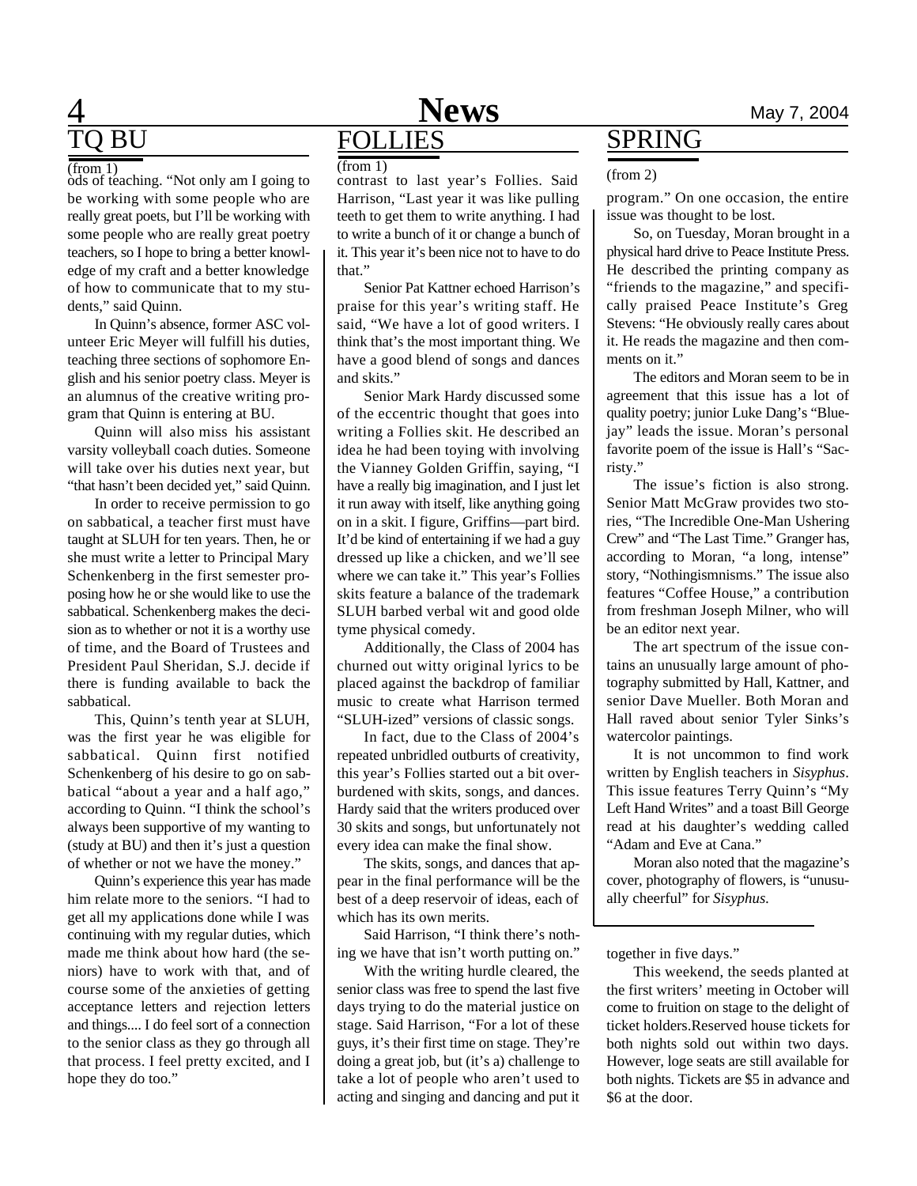## TQ BU

(from 1)

ods of teaching. "Not only am I going to be working with some people who are really great poets, but I'll be working with some people who are really great poetry teachers, so I hope to bring a better knowledge of my craft and a better knowledge of how to communicate that to my students," said Quinn.

In Quinn's absence, former ASC volunteer Eric Meyer will fulfill his duties, teaching three sections of sophomore English and his senior poetry class. Meyer is an alumnus of the creative writing program that Quinn is entering at BU.

Quinn will also miss his assistant varsity volleyball coach duties. Someone will take over his duties next year, but "that hasn't been decided yet," said Quinn.

In order to receive permission to go on sabbatical, a teacher first must have taught at SLUH for ten years. Then, he or she must write a letter to Principal Mary Schenkenberg in the first semester proposing how he or she would like to use the sabbatical. Schenkenberg makes the decision as to whether or not it is a worthy use of time, and the Board of Trustees and President Paul Sheridan, S.J. decide if there is funding available to back the sabbatical.

This, Quinn's tenth year at SLUH, was the first year he was eligible for sabbatical. Quinn first notified Schenkenberg of his desire to go on sabbatical "about a year and a half ago," according to Quinn. "I think the school's always been supportive of my wanting to (study at BU) and then it's just a question of whether or not we have the money."

Quinn's experience this year has made him relate more to the seniors. "I had to get all my applications done while I was continuing with my regular duties, which made me think about how hard (the seniors) have to work with that, and of course some of the anxieties of getting acceptance letters and rejection letters and things.... I do feel sort of a connection to the senior class as they go through all that process. I feel pretty excited, and I hope they do too."

## FOLLIES

(from 1)

contrast to last year's Follies. Said Harrison, "Last year it was like pulling teeth to get them to write anything. I had to write a bunch of it or change a bunch of it. This year it's been nice not to have to do that."

Senior Pat Kattner echoed Harrison's praise for this year's writing staff. He said, "We have a lot of good writers. I think that's the most important thing. We have a good blend of songs and dances and skits."

Senior Mark Hardy discussed some of the eccentric thought that goes into writing a Follies skit. He described an idea he had been toying with involving the Vianney Golden Griffin, saying, "I have a really big imagination, and I just let it run away with itself, like anything going on in a skit. I figure, Griffins—part bird. It'd be kind of entertaining if we had a guy dressed up like a chicken, and we'll see where we can take it." This year's Follies skits feature a balance of the trademark SLUH barbed verbal wit and good olde tyme physical comedy.

Additionally, the Class of 2004 has churned out witty original lyrics to be placed against the backdrop of familiar music to create what Harrison termed "SLUH-ized" versions of classic songs.

In fact, due to the Class of 2004's repeated unbridled outburts of creativity, this year's Follies started out a bit overburdened with skits, songs, and dances. Hardy said that the writers produced over 30 skits and songs, but unfortunately not every idea can make the final show.

The skits, songs, and dances that appear in the final performance will be the best of a deep reservoir of ideas, each of which has its own merits.

Said Harrison, "I think there's nothing we have that isn't worth putting on."

With the writing hurdle cleared, the senior class was free to spend the last five days trying to do the material justice on stage. Said Harrison, "For a lot of these guys, it's their first time on stage. They're doing a great job, but (it's a) challenge to take a lot of people who aren't used to acting and singing and dancing and put it together in five days."

This weekend, the seeds planted at the first writers' meeting in October will come to fruition on stage to the delight of ticket holders.Reserved house tickets for both nights sold out within two days. However, loge seats are still available for both nights. Tickets are $5 in advance and $6 at the door.

## SPRING

(from 2)

program." On one occasion, the entire issue was thought to be lost.

So, on Tuesday, Moran brought in a physical hard drive to Peace Institute Press. He described the printing company as "friends to the magazine," and specifically praised Peace Institute's Greg Stevens: "He obviously really cares about it. He reads the magazine and then comments on it."

The editors and Moran seem to be in agreement that this issue has a lot of quality poetry; junior Luke Dang's "Bluejay" leads the issue. Moran's personal favorite poem of the issue is Hall's "Sacristy."

The issue's fiction is also strong. Senior Matt McGraw provides two stories, "The Incredible One-Man Ushering Crew" and "The Last Time." Granger has, according to Moran, "a long, intense" story, "Nothingismnisms." The issue also features "Coffee House," a contribution from freshman Joseph Milner, who will be an editor next year.

The art spectrum of the issue contains an unusually large amount of photography submitted by Hall, Kattner, and senior Dave Mueller. Both Moran and Hall raved about senior Tyler Sinks's watercolor paintings.

It is not uncommon to find work written by English teachers in *Sisyphus*. This issue features Terry Quinn's "My Left Hand Writes" and a toast Bill George read at his daughter's wedding called "Adam and Eve at Cana."

Moran also noted that the magazine's cover, photography of flowers, is "unusually cheerful" for *Sisyphus.*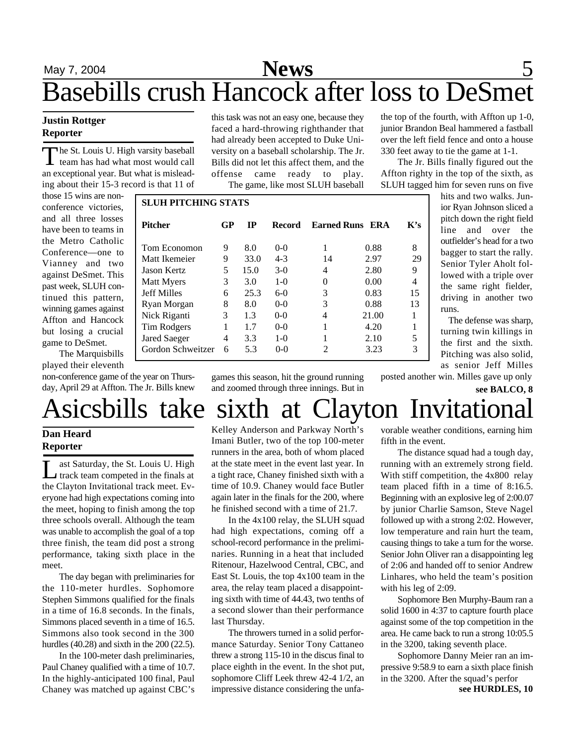# Basebills crush Hancock after loss to DeSmet

**Justin Rottger**
**Reporter**

The St. Louis U. High varsity baseball team has had what most would call an exceptional year. But what is misleading about their 15-3 record is that 11 of those 15 wins are non-conference victories, and all three losses have been to teams in the Metro Catholic Conference—one to Vianney and two against DeSmet. This past week, SLUH continued this pattern, winning games against Affton and Hancock but losing a crucial game to DeSmet.

The Marquisbills played their eleventh non-conference game of the year on Thursday, April 29 at Affton. The Jr. Bills knew this task was not an easy one, because they faced a hard-throwing righthander that had already been accepted to Duke University on a baseball scholarship. The Jr. Bills did not let this affect them, and the offense came ready to play.

The game, like most SLUH baseball games this season, hit the ground running and zoomed through three innings. But in the top of the fourth, with Affton up 1-0, junior Brandon Beal hammered a fastball over the left field fence and onto a house 330 feet away to tie the game at 1-1.

The Jr. Bills finally figured out the Affton righty in the top of the sixth, as SLUH tagged him for seven runs on five hits and two walks. Junior Ryan Johnson sliced a pitch down the right field line and over the outfielder's head for a two bagger to start the rally. Senior Tyler Aholt followed with a triple over the same right fielder, driving in another two runs.

The defense was sharp, turning twin killings in the first and the sixth. Pitching was also solid, as senior Jeff Milles posted another win. Milles gave up only

**see BALCO, 8**

**SLUH PITCHING STATS**

| Pitcher | GP | IP | Record | Earned Runs | ERA | K's |
|---|---|---|---|---|---|---|
| Tom Economon | 9 | 8.0 | 0-0 | 1 | 0.88 | 8 |
| Matt Ikemeier | 9 | 33.0 | 4-3 | 14 | 2.97 | 29 |
| Jason Kertz | 5 | 15.0 | 3-0 | 4 | 2.80 | 9 |
| Matt Myers | 3 | 3.0 | 1-0 | 0 | 0.00 | 4 |
| Jeff Milles | 6 | 25.3 | 6-0 | 3 | 0.83 | 15 |
| Ryan Morgan | 8 | 8.0 | 0-0 | 3 | 0.88 | 13 |
| Nick Riganti | 3 | 1.3 | 0-0 | 4 | 21.00 | 1 |
| Tim Rodgers | 1 | 1.7 | 0-0 | 1 | 4.20 | 1 |
| Jared Saeger | 4 | 3.3 | 1-0 | 1 | 2.10 | 5 |
| Gordon Schweitzer | 6 | 5.3 | 0-0 | 2 | 3.23 | 3 |

# Asicsbills take sixth at Clayton Invitational

**Dan Heard**
**Reporter**

Last Saturday, the St. Louis U. High track team competed in the finals at the Clayton Invitational track meet. Everyone had high expectations coming into the meet, hoping to finish among the top three schools overall. Although the team was unable to accomplish the goal of a top three finish, the team did post a strong performance, taking sixth place in the meet.

The day began with preliminaries for the 110-meter hurdles. Sophomore Stephen Simmons qualified for the finals in a time of 16.8 seconds. In the finals, Simmons placed seventh in a time of 16.5. Simmons also took second in the 300 hurdles (40.28) and sixth in the 200 (22.5).

In the 100-meter dash preliminaries, Paul Chaney qualified with a time of 10.7. In the highly-anticipated 100 final, Paul Chaney was matched up against CBC's Kelley Anderson and Parkway North's Imani Butler, two of the top 100-meter runners in the area, both of whom placed at the state meet in the event last year. In a tight race, Chaney finished sixth with a time of 10.9. Chaney would face Butler again later in the finals for the 200, where he finished second with a time of 21.7.

In the 4x100 relay, the SLUH squad had high expectations, coming off a school-record performance in the preliminaries. Running in a heat that included Ritenour, Hazelwood Central, CBC, and East St. Louis, the top 4x100 team in the area, the relay team placed a disappointing sixth with time of 44.43, two tenths of a second slower than their performance last Thursday.

The throwers turned in a solid performance Saturday. Senior Tony Cattaneo threw a strong 115-10 in the discus final to place eighth in the event. In the shot put, sophomore Cliff Leek threw 42-4 1/2, an impressive distance considering the unfavorable weather conditions, earning him fifth in the event.

The distance squad had a tough day, running with an extremely strong field. With stiff competition, the 4x800 relay team placed fifth in a time of 8:16.5. Beginning with an explosive leg of 2:00.07 by junior Charlie Samson, Steve Nagel followed up with a strong 2:02. However, low temperature and rain hurt the team, causing things to take a turn for the worse. Senior John Oliver ran a disappointing leg of 2:06 and handed off to senior Andrew Linhares, who held the team's position with his leg of 2:09.

Sophomore Ben Murphy-Baum ran a solid 1600 in 4:37 to capture fourth place against some of the top competition in the area. He came back to run a strong 10:05.5 in the 3200, taking seventh place.

Sophomore Danny Meier ran an impressive 9:58.9 to earn a sixth place finish in the 3200. After the squad's perfor

**see HURDLES, 10**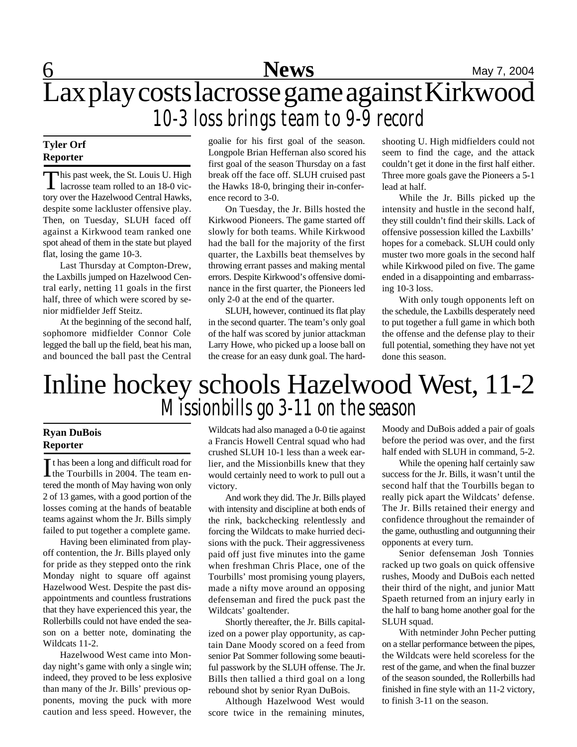# Lax play costs lacrosse game against Kirkwood

## 10-3 loss brings team to 9-9 record

**Tyler Orf**
**Reporter**

This past week, the St. Louis U. High lacrosse team rolled to an 18-0 victory over the Hazelwood Central Hawks, despite some lackluster offensive play. Then, on Tuesday, SLUH faced off against a Kirkwood team ranked one spot ahead of them in the state but played flat, losing the game 10-3.

Last Thursday at Compton-Drew, the Laxbills jumped on Hazelwood Central early, netting 11 goals in the first half, three of which were scored by senior midfielder Jeff Steitz.

At the beginning of the second half, sophomore midfielder Connor Cole legged the ball up the field, beat his man, and bounced the ball past the Central goalie for his first goal of the season. Longpole Brian Heffernan also scored his first goal of the season Thursday on a fast break off the face off. SLUH cruised past the Hawks 18-0, bringing their in-conference record to 3-0.

On Tuesday, the Jr. Bills hosted the Kirkwood Pioneers. The game started off slowly for both teams. While Kirkwood had the ball for the majority of the first quarter, the Laxbills beat themselves by throwing errant passes and making mental errors. Despite Kirkwood's offensive dominance in the first quarter, the Pioneers led only 2-0 at the end of the quarter.

SLUH, however, continued its flat play in the second quarter. The team's only goal of the half was scored by junior attackman Larry Howe, who picked up a loose ball on the crease for an easy dunk goal. The hard-shooting U. High midfielders could not seem to find the cage, and the attack couldn't get it done in the first half either. Three more goals gave the Pioneers a 5-1 lead at half.

While the Jr. Bills picked up the intensity and hustle in the second half, they still couldn't find their skills. Lack of offensive possession killed the Laxbills' hopes for a comeback. SLUH could only muster two more goals in the second half while Kirkwood piled on five. The game ended in a disappointing and embarrassing 10-3 loss.

With only tough opponents left on the schedule, the Laxbills desperately need to put together a full game in which both the offense and the defense play to their full potential, something they have not yet done this season.

# Inline hockey schools Hazelwood West, 11-2

## Missionbills go 3-11 on the season

**Ryan DuBois**
**Reporter**

It has been a long and difficult road for the Tourbills in 2004. The team entered the month of May having won only 2 of 13 games, with a good portion of the losses coming at the hands of beatable teams against whom the Jr. Bills simply failed to put together a complete game.

Having been eliminated from playoff contention, the Jr. Bills played only for pride as they stepped onto the rink Monday night to square off against Hazelwood West. Despite the past disappointments and countless frustrations that they have experienced this year, the Rollerbills could not have ended the season on a better note, dominating the Wildcats 11-2.

Hazelwood West came into Monday night's game with only a single win; indeed, they proved to be less explosive than many of the Jr. Bills' previous opponents, moving the puck with more caution and less speed. However, the Wildcats had also managed a 0-0 tie against a Francis Howell Central squad who had crushed SLUH 10-1 less than a week earlier, and the Missionbills knew that they would certainly need to work to pull out a victory.

And work they did. The Jr. Bills played with intensity and discipline at both ends of the rink, backchecking relentlessly and forcing the Wildcats to make hurried decisions with the puck. Their aggressiveness paid off just five minutes into the game when freshman Chris Place, one of the Tourbills' most promising young players, made a nifty move around an opposing defenseman and fired the puck past the Wildcats' goaltender.

Shortly thereafter, the Jr. Bills capitalized on a power play opportunity, as captain Dane Moody scored on a feed from senior Pat Sommer following some beautiful passwork by the SLUH offense. The Jr. Bills then tallied a third goal on a long rebound shot by senior Ryan DuBois.

Although Hazelwood West would score twice in the remaining minutes, Moody and DuBois added a pair of goals before the period was over, and the first half ended with SLUH in command, 5-2.

While the opening half certainly saw success for the Jr. Bills, it wasn't until the second half that the Tourbills began to really pick apart the Wildcats' defense. The Jr. Bills retained their energy and confidence throughout the remainder of the game, outhustling and outgunning their opponents at every turn.

Senior defenseman Josh Tonnies racked up two goals on quick offensive rushes, Moody and DuBois each netted their third of the night, and junior Matt Spaeth returned from an injury early in the half to bang home another goal for the SLUH squad.

With netminder John Pecher putting on a stellar performance between the pipes, the Wildcats were held scoreless for the rest of the game, and when the final buzzer of the season sounded, the Rollerbills had finished in fine style with an 11-2 victory, to finish 3-11 on the season.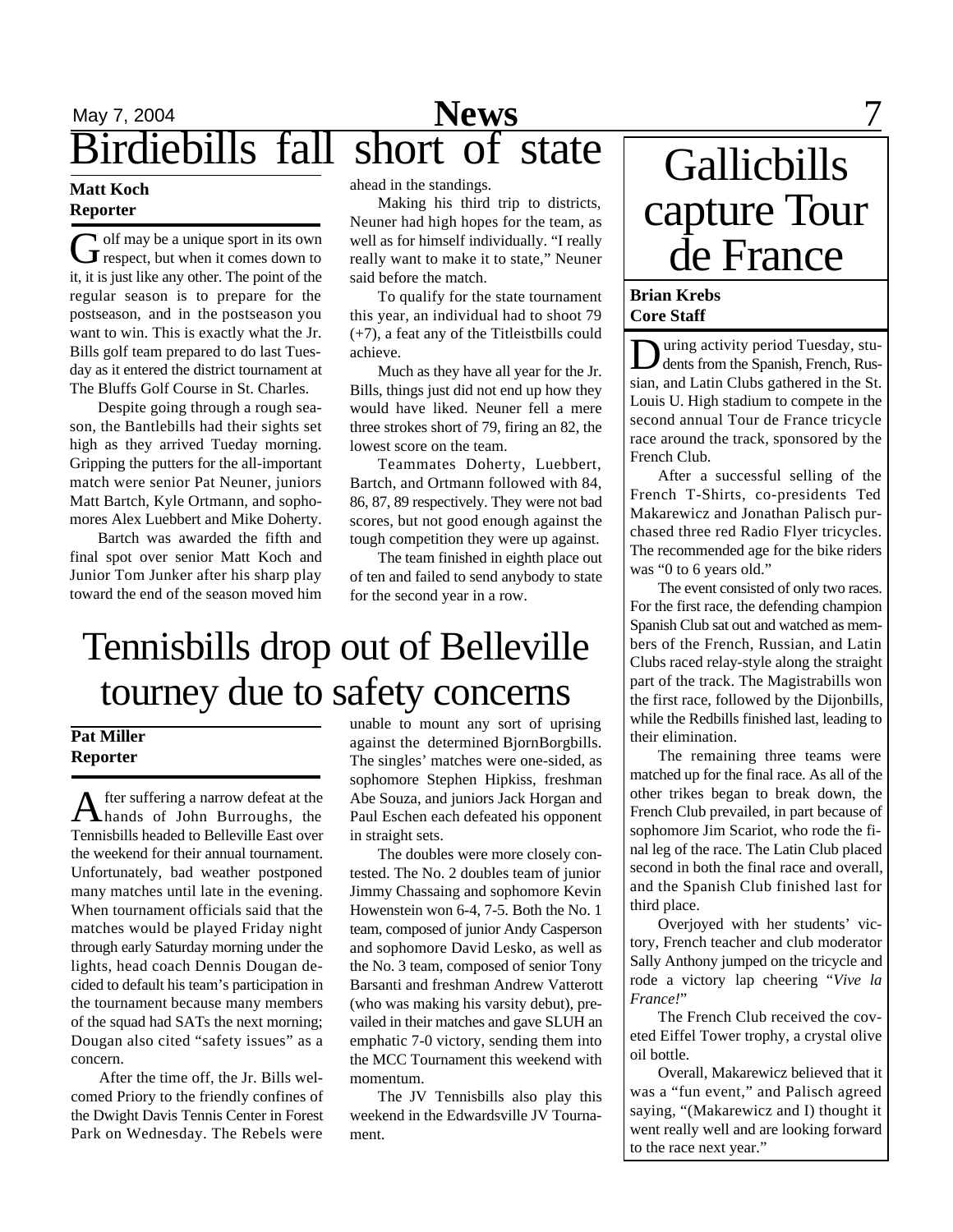# Birdiebills fall short of state

**Matt Koch**
**Reporter**

Golf may be a unique sport in its own respect, but when it comes down to it, it is just like any other. The point of the regular season is to prepare for the postseason, and in the postseason you want to win. This is exactly what the Jr. Bills golf team prepared to do last Tuesday as it entered the district tournament at The Bluffs Golf Course in St. Charles.

Despite going through a rough season, the Bantlebills had their sights set high as they arrived Tueday morning. Gripping the putters for the all-important match were senior Pat Neuner, juniors Matt Bartch, Kyle Ortmann, and sophomores Alex Luebbert and Mike Doherty.

Bartch was awarded the fifth and final spot over senior Matt Koch and Junior Tom Junker after his sharp play toward the end of the season moved him ahead in the standings.

Making his third trip to districts, Neuner had high hopes for the team, as well as for himself individually. "I really really want to make it to state," Neuner said before the match.

To qualify for the state tournament this year, an individual had to shoot 79 (+7), a feat any of the Titleistbills could achieve.

Much as they have all year for the Jr. Bills, things just did not end up how they would have liked. Neuner fell a mere three strokes short of 79, firing an 82, the lowest score on the team.

Teammates Doherty, Luebbert, Bartch, and Ortmann followed with 84, 86, 87, 89 respectively. They were not bad scores, but not good enough against the tough competition they were up against.

The team finished in eighth place out of ten and failed to send anybody to state for the second year in a row.

# Tennisbills drop out of Belleville tourney due to safety concerns

**Pat Miller**
**Reporter**

After suffering a narrow defeat at the hands of John Burroughs, the Tennisbills headed to Belleville East over the weekend for their annual tournament. Unfortunately, bad weather postponed many matches until late in the evening. When tournament officials said that the matches would be played Friday night through early Saturday morning under the lights, head coach Dennis Dougan decided to default his team's participation in the tournament because many members of the squad had SATs the next morning; Dougan also cited "safety issues" as a concern.

After the time off, the Jr. Bills welcomed Priory to the friendly confines of the Dwight Davis Tennis Center in Forest Park on Wednesday. The Rebels were unable to mount any sort of uprising against the determined BjornBorgbills. The singles' matches were one-sided, as sophomore Stephen Hipkiss, freshman Abe Souza, and juniors Jack Horgan and Paul Eschen each defeated his opponent in straight sets.

The doubles were more closely contested. The No. 2 doubles team of junior Jimmy Chassaing and sophomore Kevin Howenstein won 6-4, 7-5. Both the No. 1 team, composed of junior Andy Casperson and sophomore David Lesko, as well as the No. 3 team, composed of senior Tony Barsanti and freshman Andrew Vatterott (who was making his varsity debut), prevailed in their matches and gave SLUH an emphatic 7-0 victory, sending them into the MCC Tournament this weekend with momentum.

The JV Tennisbills also play this weekend in the Edwardsville JV Tournament.

# Gallicbills capture Tour de France

**Brian Krebs**
**Core Staff**

During activity period Tuesday, students from the Spanish, French, Russian, and Latin Clubs gathered in the St. Louis U. High stadium to compete in the second annual Tour de France tricycle race around the track, sponsored by the French Club.

After a successful selling of the French T-Shirts, co-presidents Ted Makarewicz and Jonathan Palisch purchased three red Radio Flyer tricycles. The recommended age for the bike riders was "0 to 6 years old."

The event consisted of only two races. For the first race, the defending champion Spanish Club sat out and watched as members of the French, Russian, and Latin Clubs raced relay-style along the straight part of the track. The Magistrabills won the first race, followed by the Dijonbills, while the Redbills finished last, leading to their elimination.

The remaining three teams were matched up for the final race. As all of the other trikes began to break down, the French Club prevailed, in part because of sophomore Jim Scariot, who rode the final leg of the race. The Latin Club placed second in both the final race and overall, and the Spanish Club finished last for third place.

Overjoyed with her students' victory, French teacher and club moderator Sally Anthony jumped on the tricycle and rode a victory lap cheering "*Vive la France!*"

The French Club received the coveted Eiffel Tower trophy, a crystal olive oil bottle.

Overall, Makarewicz believed that it was a "fun event," and Palisch agreed saying, "(Makarewicz and I) thought it went really well and are looking forward to the race next year."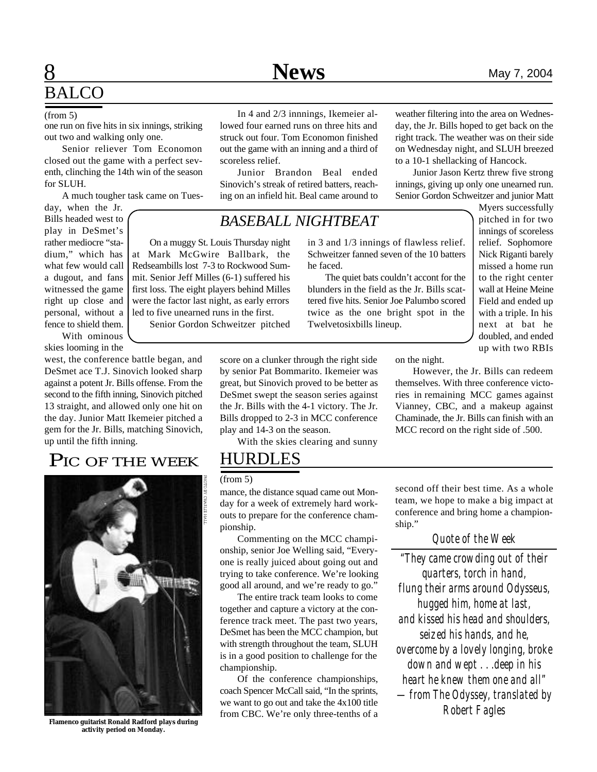## BALCO

(from 5)

one run on five hits in six innings, striking out two and walking only one.

Senior reliever Tom Economon closed out the game with a perfect seventh, clinching the 14th win of the season for SLUH.

A much tougher task came on Tuesday, when the Jr. Bills headed west to play in DeSmet's rather mediocre "stadium," which has what few would call a dugout, and fans witnessed the game right up close and personal, without a fence to shield them.

With ominous skies looming in the west, the conference battle began, and DeSmet ace T.J. Sinovich looked sharp against a potent Jr. Bills offense. From the second to the fifth inning, Sinovich pitched 13 straight, and allowed only one hit on the day. Junior Matt Ikemeier pitched a gem for the Jr. Bills, matching Sinovich, up until the fifth inning.

In 4 and 2/3 innnings, Ikemeier allowed four earned runs on three hits and struck out four. Tom Economon finished out the game with an inning and a third of scoreless relief.

Junior Brandon Beal ended Sinovich's streak of retired batters, reaching on an infield hit. Beal came around to score on a clunker through the right side by senior Pat Bommarito. Ikemeier was great, but Sinovich proved to be better as DeSmet swept the season series against the Jr. Bills with the 4-1 victory. The Jr. Bills dropped to 2-3 in MCC conference play and 14-3 on the season.

With the skies clearing and sunny weather filtering into the area on Wednesday, the Jr. Bills hoped to get back on the right track. The weather was on their side on Wednesday night, and SLUH breezed to a 10-1 shellacking of Hancock.

Junior Jason Kertz threw five strong innings, giving up only one unearned run. Senior Gordon Schweitzer and junior Matt Myers successfully pitched in for two innings of scoreless relief. Sophomore Nick Riganti barely missed a home run to the right center wall at Heine Meine Field and ended up with a triple. In his next at bat he doubled, and ended up with two RBIs on the night.

However, the Jr. Bills can redeem themselves. With three conference victories in remaining MCC games against Vianney, CBC, and a makeup against Chaminade, the Jr. Bills can finish with an MCC record on the right side of .500.

### *BASEBALL NIGHTBEAT*

On a muggy St. Louis Thursday night at Mark McGwire Ballbark, the Redseambills lost 7-3 to Rockwood Summit. Senior Jeff Milles (6-1) suffered his first loss. The eight players behind Milles were the factor last night, as early errors led to five unearned runs in the first.

Senior Gordon Schweitzer pitched in 3 and 1/3 innings of flawless relief. Schweitzer fanned seven of the 10 batters he faced.

The quiet bats couldn't accont for the blunders in the field as the Jr. Bills scattered five hits. Senior Joe Palumbo scored twice as the one bright spot in the Twelvetosixbills lineup.

## PIC OF THE WEEK

PHOTO BY CHARLIE HALL

**Flamenco guitarist Ronald Radford plays during activity period on Monday.**

## HURDLES

(from 5)

mance, the distance squad came out Monday for a week of extremely hard workouts to prepare for the conference championship.

Commenting on the MCC championship, senior Joe Welling said, "Everyone is really juiced about going out and trying to take conference. We're looking good all around, and we're ready to go."

The entire track team looks to come together and capture a victory at the conference track meet. The past two years, DeSmet has been the MCC champion, but with strength throughout the team, SLUH is in a good position to challenge for the championship.

Of the conference championships, coach Spencer McCall said, "In the sprints, we want to go out and take the 4x100 title from CBC. We're only three-tenths of a second off their best time. As a whole team, we hope to make a big impact at conference and bring home a championship."

### *Quote of the Week*

*"They came crowding out of their quarters, torch in hand,*
*flung their arms around Odysseus,*
*hugged him, home at last,*
*and kissed his head and shoulders,*
*seized his hands, and he,*
*overcome by a lovely longing, broke down and wept . . .deep in his heart he knew them one and all"*
*—from The Odyssey, translated by Robert Fagles*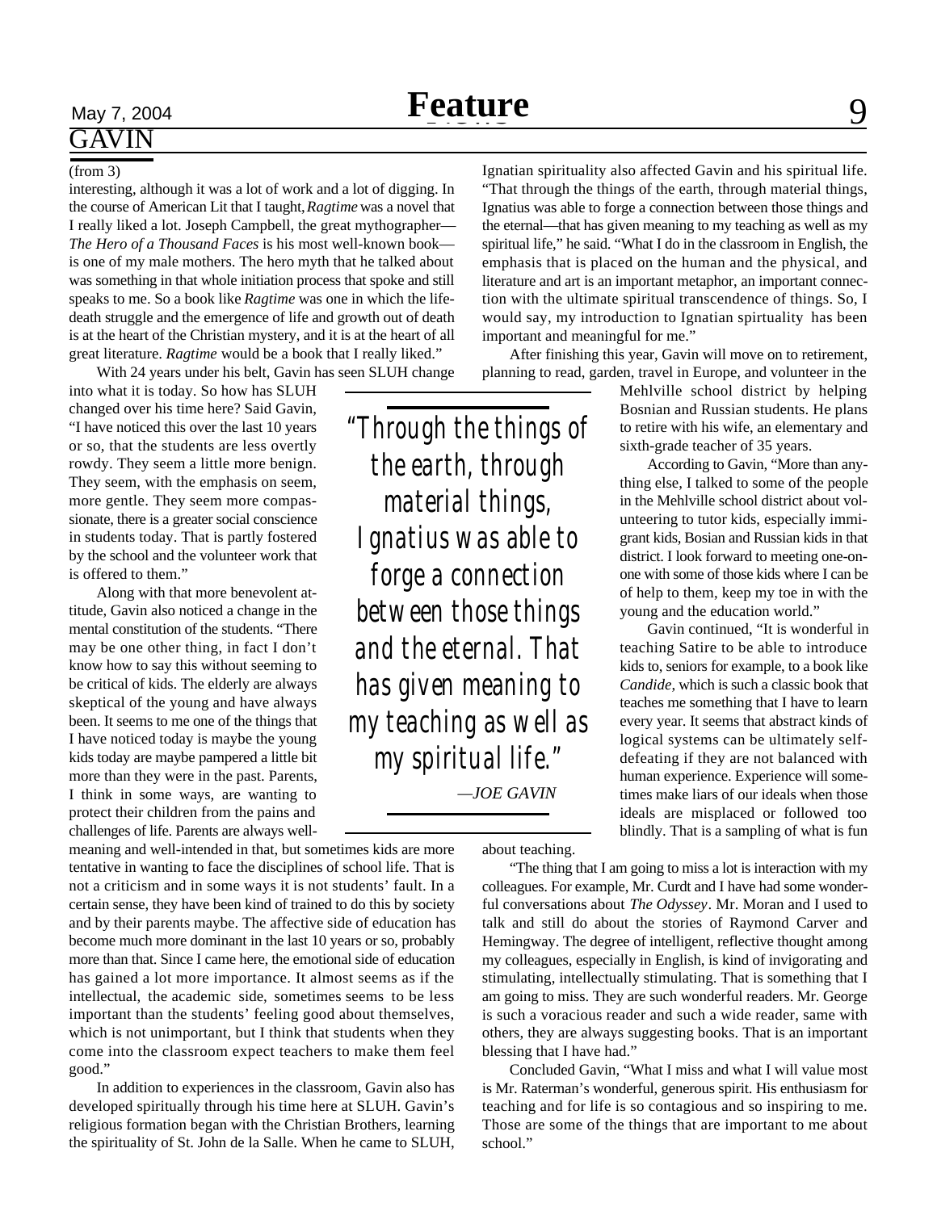# GAVIN

(from 3)

interesting, although it was a lot of work and a lot of digging. In the course of American Lit that I taught, *Ragtime* was a novel that I really liked a lot. Joseph Campbell, the great mythographer—*The Hero of a Thousand Faces* is his most well-known book—is one of my male mothers. The hero myth that he talked about was something in that whole initiation process that spoke and still speaks to me. So a book like *Ragtime* was one in which the life-death struggle and the emergence of life and growth out of death is at the heart of the Christian mystery, and it is at the heart of all great literature. *Ragtime* would be a book that I really liked."

With 24 years under his belt, Gavin has seen SLUH change into what it is today. So how has SLUH changed over his time here? Said Gavin, "I have noticed this over the last 10 years or so, that the students are less overtly rowdy. They seem a little more benign. They seem, with the emphasis on seem, more gentle. They seem more compassionate, there is a greater social conscience in students today. That is partly fostered by the school and the volunteer work that is offered to them."

Along with that more benevolent attitude, Gavin also noticed a change in the mental constitution of the students. "There may be one other thing, in fact I don't know how to say this without seeming to be critical of kids. The elderly are always skeptical of the young and have always been. It seems to me one of the things that I have noticed today is maybe the young kids today are maybe pampered a little bit more than they were in the past. Parents, I think in some ways, are wanting to protect their children from the pains and challenges of life. Parents are always well-meaning and well-intended in that, but sometimes kids are more tentative in wanting to face the disciplines of school life. That is not a criticism and in some ways it is not students' fault. In a certain sense, they have been kind of trained to do this by society and by their parents maybe. The affective side of education has become much more dominant in the last 10 years or so, probably more than that. Since I came here, the emotional side of education has gained a lot more importance. It almost seems as if the intellectual, the academic side, sometimes seems to be less important than the students' feeling good about themselves, which is not unimportant, but I think that students when they come into the classroom expect teachers to make them feel good."

> "Through the things of the earth, through material things, Ignatius was able to forge a connection between those things and the eternal. That has given meaning to my teaching as well as my spiritual life."
>
> —*JOE GAVIN*

In addition to experiences in the classroom, Gavin also has developed spiritually through his time here at SLUH. Gavin's religious formation began with the Christian Brothers, learning the spirituality of St. John de la Salle. When he came to SLUH, Ignatian spirituality also affected Gavin and his spiritual life. "That through the things of the earth, through material things, Ignatius was able to forge a connection between those things and the eternal—that has given meaning to my teaching as well as my spiritual life," he said. "What I do in the classroom in English, the emphasis that is placed on the human and the physical, and literature and art is an important metaphor, an important connection with the ultimate spiritual transcendence of things. So, I would say, my introduction to Ignatian spirituality has been important and meaningful for me."

After finishing this year, Gavin will move on to retirement, planning to read, garden, travel in Europe, and volunteer in the Mehlville school district by helping Bosnian and Russian students. He plans to retire with his wife, an elementary and sixth-grade teacher of 35 years.

According to Gavin, "More than anything else, I talked to some of the people in the Mehlville school district about volunteering to tutor kids, especially immigrant kids, Bosian and Russian kids in that district. I look forward to meeting one-on-one with some of those kids where I can be of help to them, keep my toe in with the young and the education world."

Gavin continued, "It is wonderful in teaching Satire to be able to introduce kids to, seniors for example, to a book like *Candide*, which is such a classic book that teaches me something that I have to learn every year. It seems that abstract kinds of logical systems can be ultimately self-defeating if they are not balanced with human experience. Experience will sometimes make liars of our ideals when those ideals are misplaced or followed too blindly. That is a sampling of what is fun about teaching.

"The thing that I am going to miss a lot is interaction with my colleagues. For example, Mr. Curdt and I have had some wonderful conversations about *The Odyssey*. Mr. Moran and I used to talk and still do about the stories of Raymond Carver and Hemingway. The degree of intelligent, reflective thought among my colleagues, especially in English, is kind of invigorating and stimulating, intellectually stimulating. That is something that I am going to miss. They are such wonderful readers. Mr. George is such a voracious reader and such a wide reader, same with others, they are always suggesting books. That is an important blessing that I have had."

Concluded Gavin, "What I miss and what I will value most is Mr. Raterman's wonderful, generous spirit. His enthusiasm for teaching and for life is so contagious and so inspiring to me. Those are some of the things that are important to me about school."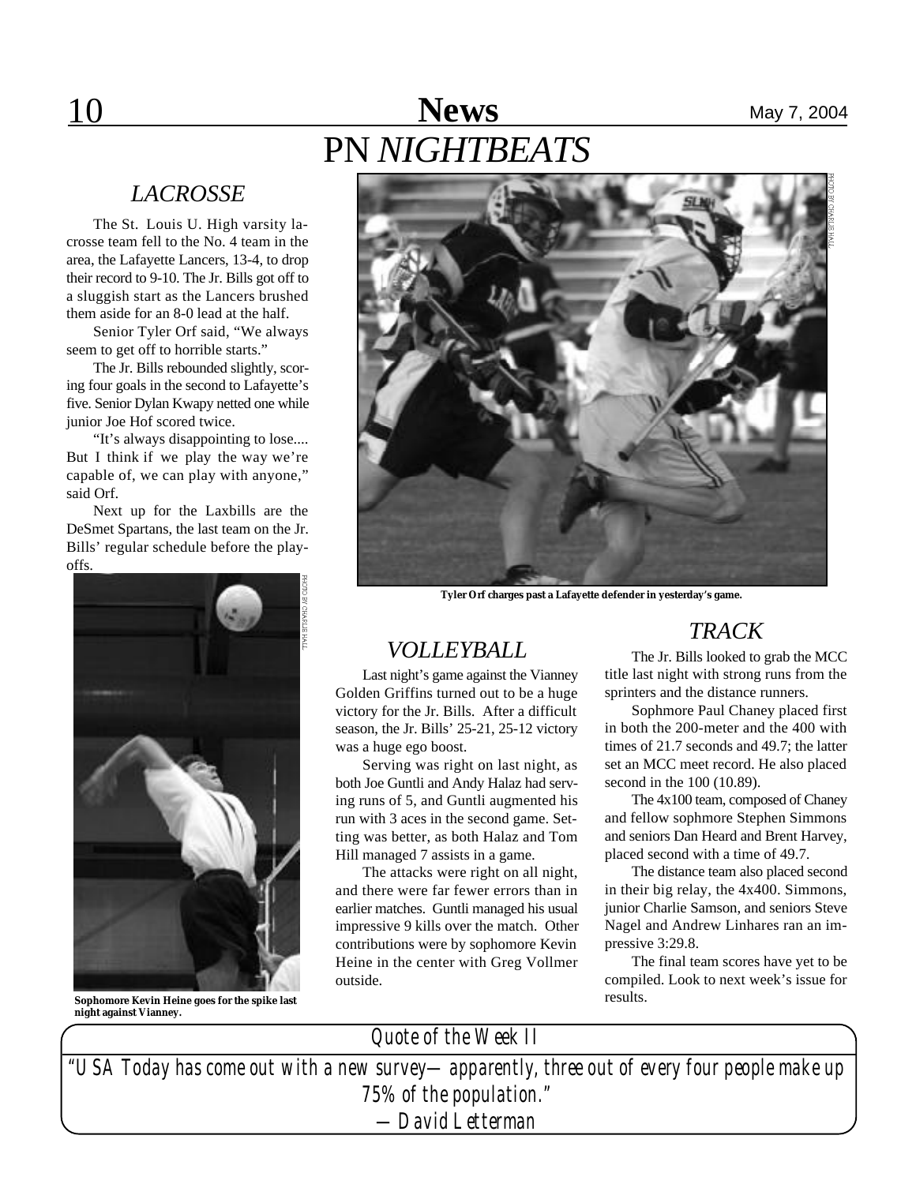# PN *NIGHTBEATS*

## *LACROSSE*

The St. Louis U. High varsity lacrosse team fell to the No. 4 team in the area, the Lafayette Lancers, 13-4, to drop their record to 9-10. The Jr. Bills got off to a sluggish start as the Lancers brushed them aside for an 8-0 lead at the half.

Senior Tyler Orf said, "We always seem to get off to horrible starts."

The Jr. Bills rebounded slightly, scoring four goals in the second to Lafayette's five. Senior Dylan Kwapy netted one while junior Joe Hof scored twice.

"It's always disappointing to lose.... But I think if we play the way we're capable of, we can play with anyone," said Orf.

Next up for the Laxbills are the DeSmet Spartans, the last team on the Jr. Bills' regular schedule before the playoffs.

PHOTO BY CHARLIE HALL

**Sophomore Kevin Heine goes for the spike last night against Vianney.**

PHOTO BY CHARLIE HALL

**Tyler Orf charges past a Lafayette defender in yesterday's game.**

## *VOLLEYBALL*

Last night's game against the Vianney Golden Griffins turned out to be a huge victory for the Jr. Bills. After a difficult season, the Jr. Bills' 25-21, 25-12 victory was a huge ego boost.

Serving was right on last night, as both Joe Guntli and Andy Halaz had serving runs of 5, and Guntli augmented his run with 3 aces in the second game. Setting was better, as both Halaz and Tom Hill managed 7 assists in a game.

The attacks were right on all night, and there were far fewer errors than in earlier matches. Guntli managed his usual impressive 9 kills over the match. Other contributions were by sophomore Kevin Heine in the center with Greg Vollmer outside.

## *TRACK*

The Jr. Bills looked to grab the MCC title last night with strong runs from the sprinters and the distance runners.

Sophmore Paul Chaney placed first in both the 200-meter and the 400 with times of 21.7 seconds and 49.7; the latter set an MCC meet record. He also placed second in the 100 (10.89).

The 4x100 team, composed of Chaney and fellow sophmore Stephen Simmons and seniors Dan Heard and Brent Harvey, placed second with a time of 49.7.

The distance team also placed second in their big relay, the 4x400. Simmons, junior Charlie Samson, and seniors Steve Nagel and Andrew Linhares ran an impressive 3:29.8.

The final team scores have yet to be compiled. Look to next week's issue for results.

---

*Quote of the Week II*

*"USA Today has come out with a new survey—apparently, three out of every four people make up 75% of the population."*

*—David Letterman*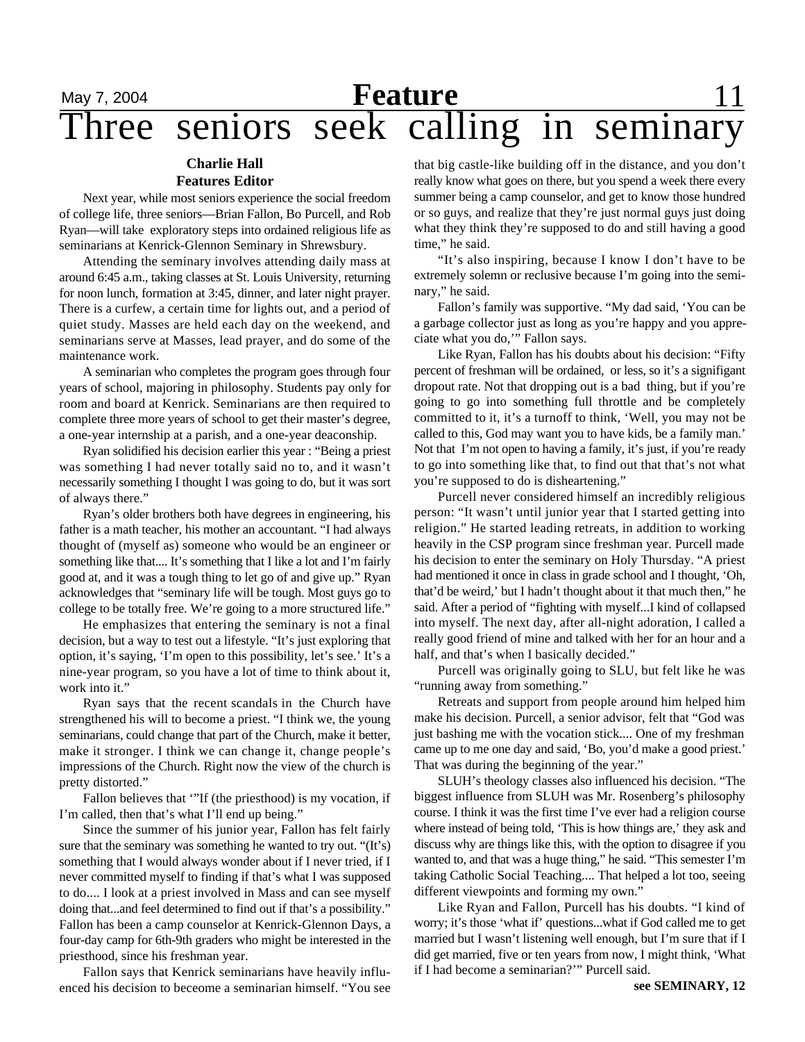# Three seniors seek calling in seminary

**Charlie Hall**
**Features Editor**

Next year, while most seniors experience the social freedom of college life, three seniors—Brian Fallon, Bo Purcell, and Rob Ryan—will take exploratory steps into ordained religious life as seminarians at Kenrick-Glennon Seminary in Shrewsbury.

Attending the seminary involves attending daily mass at around 6:45 a.m., taking classes at St. Louis University, returning for noon lunch, formation at 3:45, dinner, and later night prayer. There is a curfew, a certain time for lights out, and a period of quiet study. Masses are held each day on the weekend, and seminarians serve at Masses, lead prayer, and do some of the maintenance work.

A seminarian who completes the program goes through four years of school, majoring in philosophy. Students pay only for room and board at Kenrick. Seminarians are then required to complete three more years of school to get their master's degree, a one-year internship at a parish, and a one-year deaconship.

Ryan solidified his decision earlier this year : "Being a priest was something I had never totally said no to, and it wasn't necessarily something I thought I was going to do, but it was sort of always there."

Ryan's older brothers both have degrees in engineering, his father is a math teacher, his mother an accountant. "I had always thought of (myself as) someone who would be an engineer or something like that.... It's something that I like a lot and I'm fairly good at, and it was a tough thing to let go of and give up." Ryan acknowledges that "seminary life will be tough. Most guys go to college to be totally free. We're going to a more structured life."

He emphasizes that entering the seminary is not a final decision, but a way to test out a lifestyle. "It's just exploring that option, it's saying, 'I'm open to this possibility, let's see.' It's a nine-year program, so you have a lot of time to think about it, work into it."

Ryan says that the recent scandals in the Church have strengthened his will to become a priest. "I think we, the young seminarians, could change that part of the Church, make it better, make it stronger. I think we can change it, change people's impressions of the Church. Right now the view of the church is pretty distorted."

Fallon believes that '"If (the priesthood) is my vocation, if I'm called, then that's what I'll end up being."

Since the summer of his junior year, Fallon has felt fairly sure that the seminary was something he wanted to try out. "(It's) something that I would always wonder about if I never tried, if I never committed myself to finding if that's what I was supposed to do.... I look at a priest involved in Mass and can see myself doing that...and feel determined to find out if that's a possibility." Fallon has been a camp counselor at Kenrick-Glennon Days, a four-day camp for 6th-9th graders who might be interested in the priesthood, since his freshman year.

Fallon says that Kenrick seminarians have heavily influenced his decision to beceome a seminarian himself. "You see that big castle-like building off in the distance, and you don't really know what goes on there, but you spend a week there every summer being a camp counselor, and get to know those hundred or so guys, and realize that they're just normal guys just doing what they think they're supposed to do and still having a good time," he said.

"It's also inspiring, because I know I don't have to be extremely solemn or reclusive because I'm going into the seminary," he said.

Fallon's family was supportive. "My dad said, 'You can be a garbage collector just as long as you're happy and you appreciate what you do,'" Fallon says.

Like Ryan, Fallon has his doubts about his decision: "Fifty percent of freshman will be ordained, or less, so it's a signifigant dropout rate. Not that dropping out is a bad thing, but if you're going to go into something full throttle and be completely committed to it, it's a turnoff to think, 'Well, you may not be called to this, God may want you to have kids, be a family man.' Not that I'm not open to having a family, it's just, if you're ready to go into something like that, to find out that that's not what you're supposed to do is disheartening."

Purcell never considered himself an incredibly religious person: "It wasn't until junior year that I started getting into religion." He started leading retreats, in addition to working heavily in the CSP program since freshman year. Purcell made his decision to enter the seminary on Holy Thursday. "A priest had mentioned it once in class in grade school and I thought, 'Oh, that'd be weird,' but I hadn't thought about it that much then," he said. After a period of "fighting with myself...I kind of collapsed into myself. The next day, after all-night adoration, I called a really good friend of mine and talked with her for an hour and a half, and that's when I basically decided."

Purcell was originally going to SLU, but felt like he was "running away from something."

Retreats and support from people around him helped him make his decision. Purcell, a senior advisor, felt that "God was just bashing me with the vocation stick.... One of my freshman came up to me one day and said, 'Bo, you'd make a good priest.' That was during the beginning of the year."

SLUH's theology classes also influenced his decision. "The biggest influence from SLUH was Mr. Rosenberg's philosophy course. I think it was the first time I've ever had a religion course where instead of being told, 'This is how things are,' they ask and discuss why are things like this, with the option to disagree if you wanted to, and that was a huge thing," he said. "This semester I'm taking Catholic Social Teaching.... That helped a lot too, seeing different viewpoints and forming my own."

Like Ryan and Fallon, Purcell has his doubts. "I kind of worry; it's those 'what if' questions...what if God called me to get married but I wasn't listening well enough, but I'm sure that if I did get married, five or ten years from now, I might think, 'What if I had become a seminarian?'" Purcell said.

**see SEMINARY, 12**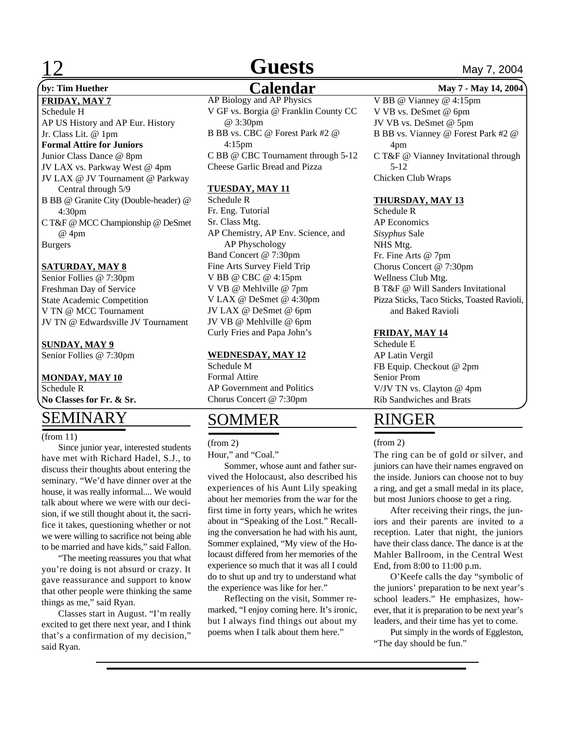# Guests

## Calendar

by: Tim Huether

May 7 - May 14, 2004

**FRIDAY, MAY 7**

Schedule H
AP US History and AP Eur. History
Jr. Class Lit. @ 1pm
**Formal Attire for Juniors**
Junior Class Dance @ 8pm
JV LAX vs. Parkway West @ 4pm
JV LAX @ JV Tournament @ Parkway Central through 5/9
B BB @ Granite City (Double-header) @ 4:30pm
C T&F @ MCC Championship @ DeSmet @ 4pm
Burgers

**SATURDAY, MAY 8**

Senior Follies @ 7:30pm
Freshman Day of Service
State Academic Competition
V TN @ MCC Tournament
JV TN @ Edwardsville JV Tournament

**SUNDAY, MAY 9**

Senior Follies @ 7:30pm

**MONDAY, MAY 10**

Schedule R
**No Classes for Fr. & Sr.**
AP Biology and AP Physics
V GF vs. Borgia @ Franklin County CC @ 3:30pm
B BB vs. CBC @ Forest Park #2 @ 4:15pm
C BB @ CBC Tournament through 5-12
Cheese Garlic Bread and Pizza

**TUESDAY, MAY 11**

Schedule R
Fr. Eng. Tutorial
Sr. Class Mtg.
AP Chemistry, AP Env. Science, and AP Physchology
Band Concert @ 7:30pm
Fine Arts Survey Field Trip
V BB @ CBC @ 4:15pm
V VB @ Mehlville @ 7pm
V LAX @ DeSmet @ 4:30pm
JV LAX @ DeSmet @ 6pm
JV VB @ Mehlville @ 6pm
Curly Fries and Papa John's

**WEDNESDAY, MAY 12**

Schedule M
Formal Attire
AP Government and Politics
Chorus Concert @ 7:30pm
V BB @ Vianney @ 4:15pm
V VB vs. DeSmet @ 6pm
JV VB vs. DeSmet @ 5pm
B BB vs. Vianney @ Forest Park #2 @ 4pm
C T&F @ Vianney Invitational through 5-12
Chicken Club Wraps

**THURSDAY, MAY 13**

Schedule R
AP Economics
*Sisyphus* Sale
NHS Mtg.
Fr. Fine Arts @ 7pm
Chorus Concert @ 7:30pm
Wellness Club Mtg.
B T&F @ Will Sanders Invitational
Pizza Sticks, Taco Sticks, Toasted Ravioli, and Baked Ravioli

**FRIDAY, MAY 14**

Schedule E
AP Latin Vergil
FB Equip. Checkout @ 2pm
Senior Prom
V/JV TN vs. Clayton @ 4pm
Rib Sandwiches and Brats

## SEMINARY

(from 11)

Since junior year, interested students have met with Richard Hadel, S.J., to discuss their thoughts about entering the seminary. "We'd have dinner over at the house, it was really informal.... We would talk about where we were with our decision, if we still thought about it, the sacrifice it takes, questioning whether or not we were willing to sacrifice not being able to be married and have kids," said Fallon.

"The meeting reassures you that what you're doing is not absurd or crazy. It gave reassurance and support to know that other people were thinking the same things as me," said Ryan.

Classes start in August. "I'm really excited to get there next year, and I think that's a confirmation of my decision," said Ryan.

## SOMMER

(from 2)

Hour," and "Coal."

Sommer, whose aunt and father survived the Holocaust, also described his experiences of his Aunt Lily speaking about her memories from the war for the first time in forty years, which he writes about in "Speaking of the Lost." Recalling the conversation he had with his aunt, Sommer explained, "My view of the Holocaust differed from her memories of the experience so much that it was all I could do to shut up and try to understand what the experience was like for her."

Reflecting on the visit, Sommer remarked, "I enjoy coming here. It's ironic, but I always find things out about my poems when I talk about them here."

## RINGER

(from 2)

The ring can be of gold or silver, and juniors can have their names engraved on the inside. Juniors can choose not to buy a ring, and get a small medal in its place, but most Juniors choose to get a ring.

After receiving their rings, the juniors and their parents are invited to a reception. Later that night, the juniors have their class dance. The dance is at the Mahler Ballroom, in the Central West End, from 8:00 to 11:00 p.m.

O'Keefe calls the day "symbolic of the juniors' preparation to be next year's school leaders." He emphasizes, however, that it is preparation to be next year's leaders, and their time has yet to come.

Put simply in the words of Eggleston, "The day should be fun."